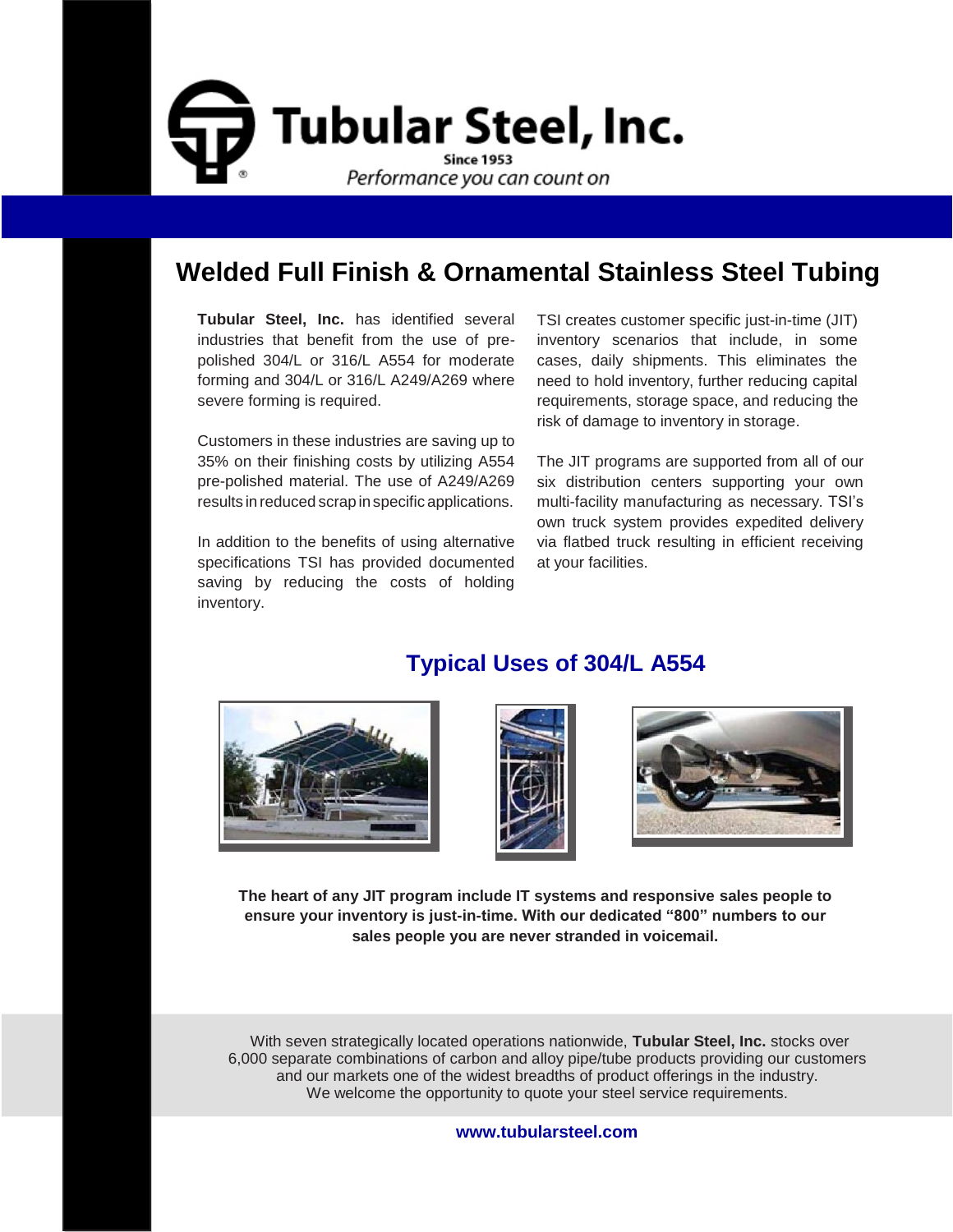# Tubular Steel, Inc.

Since 1953

*Performance you can count on*

## Welded Full Finish & Ornamental Stainless Steel Tubing

**Tubular Steel, Inc.** has identified several industries that benefit from the use of pre-polished 304/L or 316/L A554 for moderate forming and 304/L or 316/L A249/A269 where severe forming is required.

Customers in these industries are saving up to 35% on their finishing costs by utilizing A554 pre-polished material. The use of A249/A269 results in reduced scrap in specific applications.

In addition to the benefits of using alternative specifications TSI has provided documented saving by reducing the costs of holding inventory.

TSI creates customer specific just-in-time (JIT) inventory scenarios that include, in some cases, daily shipments. This eliminates the need to hold inventory, further reducing capital requirements, storage space, and reducing the risk of damage to inventory in storage.

The JIT programs are supported from all of our six distribution centers supporting your own multi-facility manufacturing as necessary. TSI's own truck system provides expedited delivery via flatbed truck resulting in efficient receiving at your facilities.

## Typical Uses of 304/L A554

**The heart of any JIT program include IT systems and responsive sales people to ensure your inventory is just-in-time. With our dedicated "800" numbers to our sales people you are never stranded in voicemail.**

With seven strategically located operations nationwide, **Tubular Steel, Inc.** stocks over 6,000 separate combinations of carbon and alloy pipe/tube products providing our customers and our markets one of the widest breadths of product offerings in the industry.
We welcome the opportunity to quote your steel service requirements.

**www.tubularsteel.com**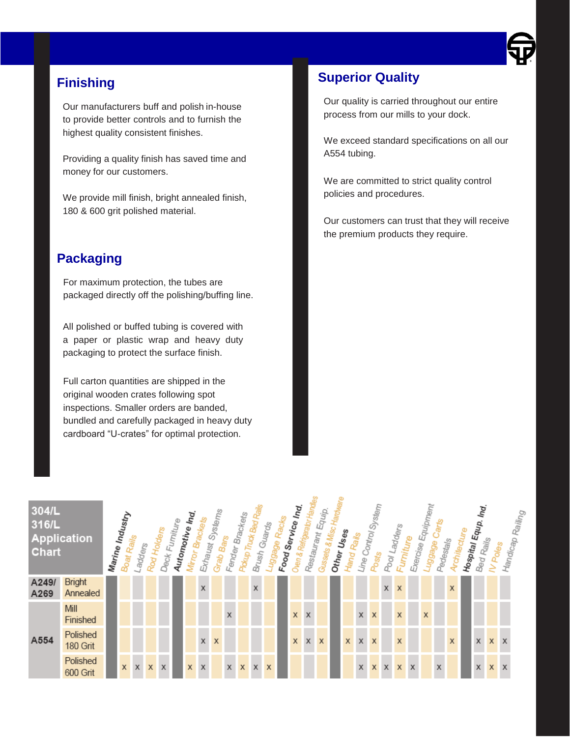## Finishing

Our manufacturers buff and polish in-house to provide better controls and to furnish the highest quality consistent finishes.

Providing a quality finish has saved time and money for our customers.

We provide mill finish, bright annealed finish, 180 & 600 grit polished material.

## Packaging

For maximum protection, the tubes are packaged directly off the polishing/buffing line.

All polished or buffed tubing is covered with a paper or plastic wrap and heavy duty packaging to protect the surface finish.

Full carton quantities are shipped in the original wooden crates following spot inspections. Smaller orders are banded, bundled and carefully packaged in heavy duty cardboard “U-crates” for optimal protection.

## Superior Quality

Our quality is carried throughout our entire process from our mills to your dock.

We exceed standard specifications on all our A554 tubing.

We are committed to strict quality control policies and procedures.

Our customers can trust that they will receive the premium products they require.

## 304/L 316/L Application Chart

| Grade | Finish | **Marine Industry** | Boat Rails | Ladders | Rod Holders | Deck Furniture | **Automotive Ind.** | Mirror Brackets | Exhaust Systems | Grab Bars | Fender Brackets | Pickup Truck Bed Rails | Brush Guards | Luggage Racks | **Food Service Ind.** | Oven & Refrigerator Handles | Restaurant Equip. | Gussets & Misc Hardware | **Other Uses** | Hand Rails | Line Control System | Posts | Pool Ladders | Furniture | Exercise Equipment | Luggage Carts | Pedestals | Architecture | **Hospital Equp. Ind.** | Bed Rails | IV Poles | Handicap Railing |
|---|---|---|---|---|---|---|---|---|---|---|---|---|---|---|---|---|---|---|---|---|---|---|---|---|---|---|---|---|---|---|---|---|
| A249/ A269 | Bright Annealed | | | | | | | | x | | | | x | | | | | | | | | | x | x | | | | x | | | | |
| A554 | Mill Finished | | | | | | | | | | x | | | | | x | x | | | | x | x | | x | | x | | | | | | |
| A554 | Polished 180 Grit | | | | | | | | x | x | | | | | | x | x | x | | x | x | x | | x | | | | x | | x | x | x |
| A554 | Polished 600 Grit | | x | x | x | x | | x | x | | x | x | x | x | | | | | | | x | x | x | x | x | | x | | | x | x | x |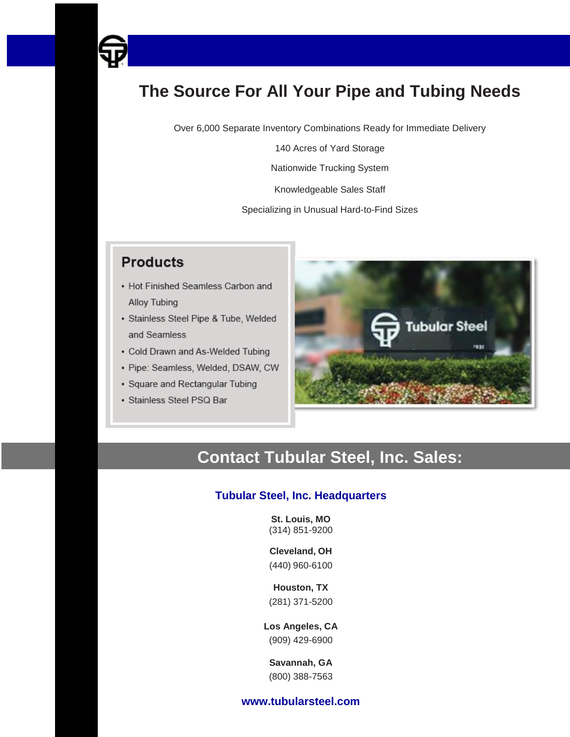# The Source For All Your Pipe and Tubing Needs

Over 6,000 Separate Inventory Combinations Ready for Immediate Delivery

140 Acres of Yard Storage

Nationwide Trucking System

Knowledgeable Sales Staff

Specializing in Unusual Hard-to-Find Sizes

## Products

- Hot Finished Seamless Carbon and Alloy Tubing
- Stainless Steel Pipe & Tube, Welded and Seamless
- Cold Drawn and As-Welded Tubing
- Pipe: Seamless, Welded, DSAW, CW
- Square and Rectangular Tubing
- Stainless Steel PSQ Bar

## Contact Tubular Steel, Inc. Sales:

### Tubular Steel, Inc. Headquarters

**St. Louis, MO**
(314) 851-9200

**Cleveland, OH**
(440) 960-6100

**Houston, TX**
(281) 371-5200

**Los Angeles, CA**
(909) 429-6900

**Savannah, GA**
(800) 388-7563

**www.tubularsteel.com**